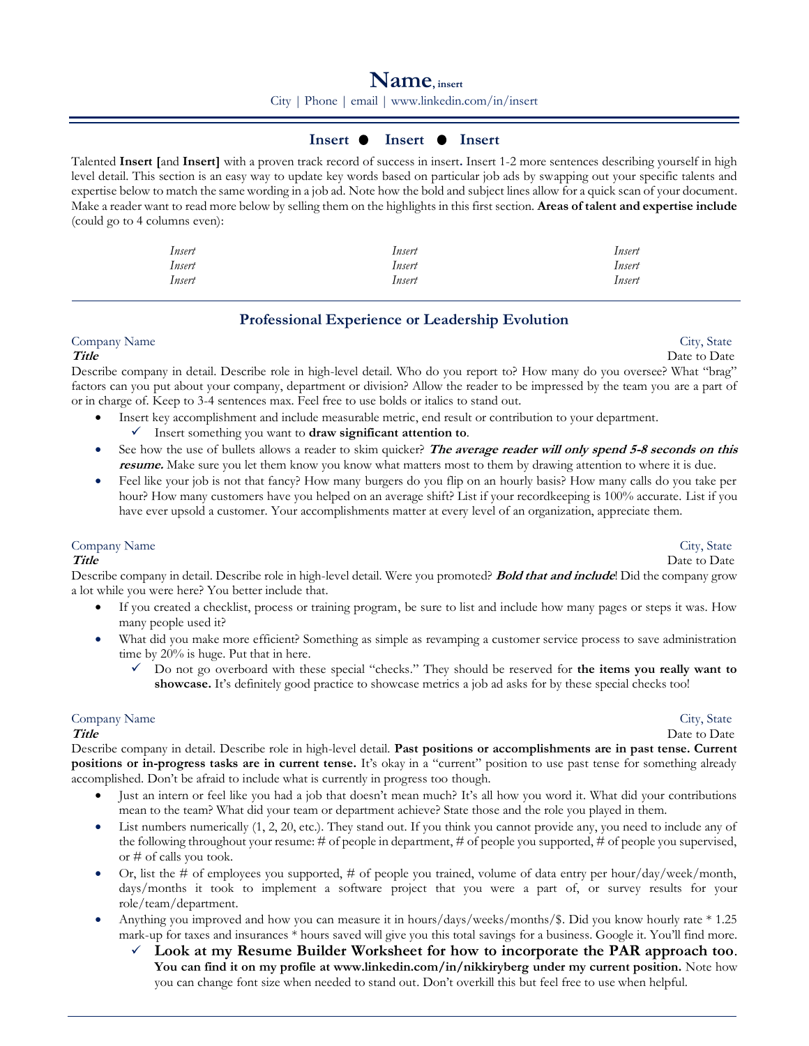# Name, insert

City | Phone | email | www.linkedin.com/in/insert

## Insert ● Insert ● Insert

Talented **Insert [**and **Insert]** with a proven track record of success in insert**.** Insert 1-2 more sentences describing yourself in high level detail. This section is an easy way to update key words based on particular job ads by swapping out your specific talents and expertise below to match the same wording in a job ad. Note how the bold and subject lines allow for a quick scan of your document. Make a reader want to read more below by selling them on the highlights in this first section. **Areas of talent and expertise include** (could go to 4 columns even):

| | | |
|---|---|---|
| *Insert* | *Insert* | *Insert* |
| *Insert* | *Insert* | *Insert* |
| *Insert* | *Insert* | *Insert* |

## Professional Experience or Leadership Evolution

Company Name — City, State
***Title*** — Date to Date

Describe company in detail. Describe role in high-level detail. Who do you report to? How many do you oversee? What "brag" factors can you put about your company, department or division? Allow the reader to be impressed by the team you are a part of or in charge of. Keep to 3-4 sentences max. Feel free to use bolds or italics to stand out.

- Insert key accomplishment and include measurable metric, end result or contribution to your department.
  - ✓ Insert something you want to **draw significant attention to**.
- See how the use of bullets allows a reader to skim quicker? ***The average reader will only spend 5-8 seconds on this resume.*** Make sure you let them know you know what matters most to them by drawing attention to where it is due.
- Feel like your job is not that fancy? How many burgers do you flip on an hourly basis? How many calls do you take per hour? How many customers have you helped on an average shift? List if your recordkeeping is 100% accurate. List if you have ever upsold a customer. Your accomplishments matter at every level of an organization, appreciate them.

Company Name — City, State
***Title*** — Date to Date

Describe company in detail. Describe role in high-level detail. Were you promoted? ***Bold that and include***! Did the company grow a lot while you were here? You better include that.

- If you created a checklist, process or training program, be sure to list and include how many pages or steps it was. How many people used it?
- What did you make more efficient? Something as simple as revamping a customer service process to save administration time by 20% is huge. Put that in here.
  - ✓ Do not go overboard with these special "checks." They should be reserved for **the items you really want to showcase.** It's definitely good practice to showcase metrics a job ad asks for by these special checks too!

Company Name — City, State
***Title*** — Date to Date

Describe company in detail. Describe role in high-level detail. **Past positions or accomplishments are in past tense. Current positions or in-progress tasks are in current tense.** It's okay in a "current" position to use past tense for something already accomplished. Don't be afraid to include what is currently in progress too though.

- Just an intern or feel like you had a job that doesn't mean much? It's all how you word it. What did your contributions mean to the team? What did your team or department achieve? State those and the role you played in them.
- List numbers numerically (1, 2, 20, etc.). They stand out. If you think you cannot provide any, you need to include any of the following throughout your resume: # of people in department, # of people you supported, # of people you supervised, or # of calls you took.
- Or, list the # of employees you supported, # of people you trained, volume of data entry per hour/day/week/month, days/months it took to implement a software project that you were a part of, or survey results for your role/team/department.
- Anything you improved and how you can measure it in hours/days/weeks/months/$. Did you know hourly rate * 1.25 mark-up for taxes and insurances * hours saved will give you this total savings for a business. Google it. You'll find more.
  - ✓ **Look at my Resume Builder Worksheet for how to incorporate the PAR approach too**. **You can find it on my profile at www.linkedin.com/in/nikkiryberg under my current position.** Note how you can change font size when needed to stand out. Don't overkill this but feel free to use when helpful.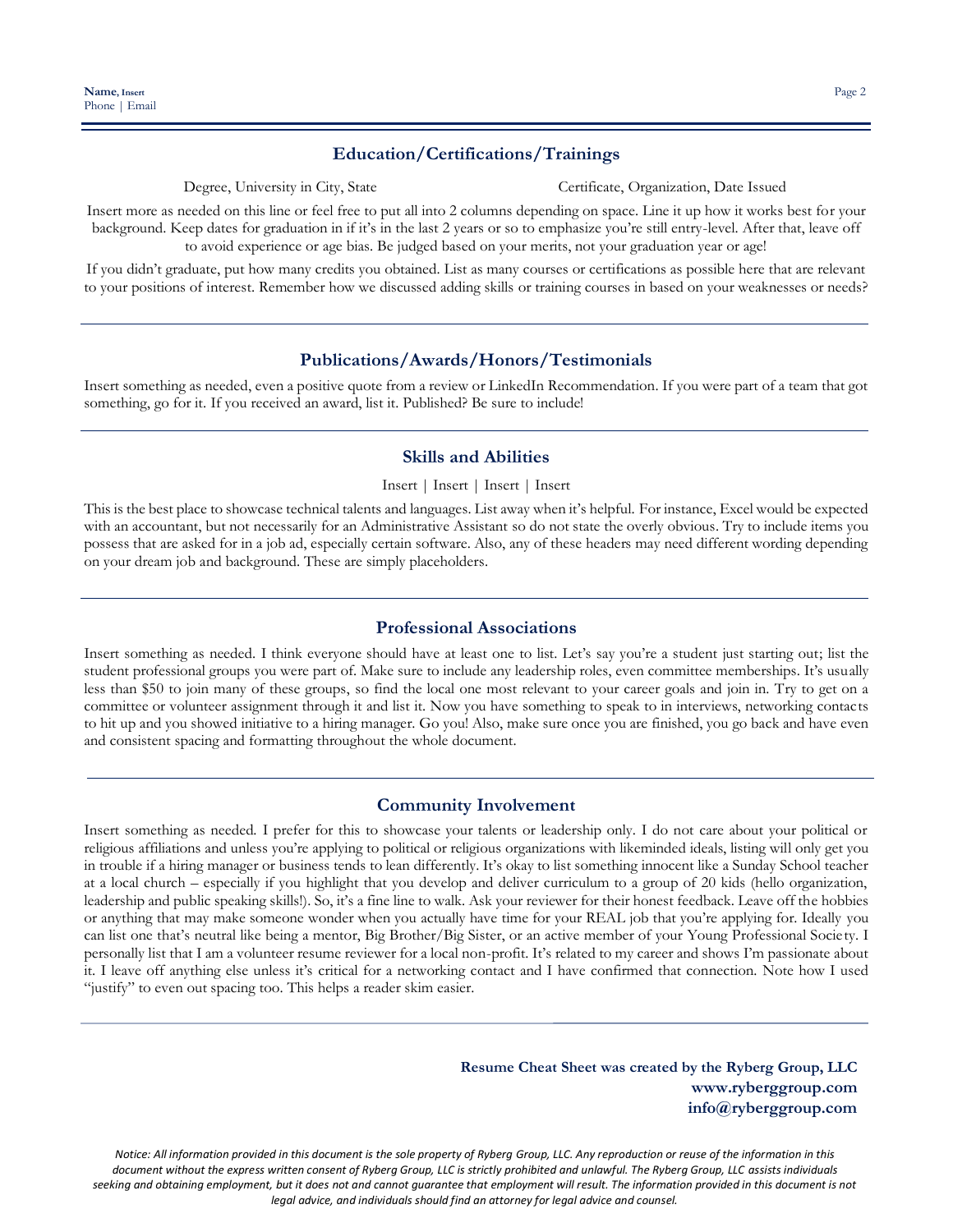## Education/Certifications/Trainings

Degree, University in City, State | Certificate, Organization, Date Issued

Insert more as needed on this line or feel free to put all into 2 columns depending on space. Line it up how it works best for your background. Keep dates for graduation in if it's in the last 2 years or so to emphasize you're still entry-level. After that, leave off to avoid experience or age bias. Be judged based on your merits, not your graduation year or age!

If you didn't graduate, put how many credits you obtained. List as many courses or certifications as possible here that are relevant to your positions of interest. Remember how we discussed adding skills or training courses in based on your weaknesses or needs?

## Publications/Awards/Honors/Testimonials

Insert something as needed, even a positive quote from a review or LinkedIn Recommendation. If you were part of a team that got something, go for it. If you received an award, list it. Published? Be sure to include!

## Skills and Abilities

Insert | Insert | Insert | Insert

This is the best place to showcase technical talents and languages. List away when it's helpful. For instance, Excel would be expected with an accountant, but not necessarily for an Administrative Assistant so do not state the overly obvious. Try to include items you possess that are asked for in a job ad, especially certain software. Also, any of these headers may need different wording depending on your dream job and background. These are simply placeholders.

## Professional Associations

Insert something as needed. I think everyone should have at least one to list. Let's say you're a student just starting out; list the student professional groups you were part of. Make sure to include any leadership roles, even committee memberships. It's usually less than $50 to join many of these groups, so find the local one most relevant to your career goals and join in. Try to get on a committee or volunteer assignment through it and list it. Now you have something to speak to in interviews, networking contacts to hit up and you showed initiative to a hiring manager. Go you! Also, make sure once you are finished, you go back and have even and consistent spacing and formatting throughout the whole document.

## Community Involvement

Insert something as needed. I prefer for this to showcase your talents or leadership only. I do not care about your political or religious affiliations and unless you're applying to political or religious organizations with likeminded ideals, listing will only get you in trouble if a hiring manager or business tends to lean differently. It's okay to list something innocent like a Sunday School teacher at a local church – especially if you highlight that you develop and deliver curriculum to a group of 20 kids (hello organization, leadership and public speaking skills!). So, it's a fine line to walk. Ask your reviewer for their honest feedback. Leave off the hobbies or anything that may make someone wonder when you actually have time for your REAL job that you're applying for. Ideally you can list one that's neutral like being a mentor, Big Brother/Big Sister, or an active member of your Young Professional Society. I personally list that I am a volunteer resume reviewer for a local non-profit. It's related to my career and shows I'm passionate about it. I leave off anything else unless it's critical for a networking contact and I have confirmed that connection. Note how I used "justify" to even out spacing too. This helps a reader skim easier.

**Resume Cheat Sheet was created by the Ryberg Group, LLC**
**www.ryberggroup.com**
**info@ryberggroup.com**

*Notice: All information provided in this document is the sole property of Ryberg Group, LLC. Any reproduction or reuse of the information in this document without the express written consent of Ryberg Group, LLC is strictly prohibited and unlawful. The Ryberg Group, LLC assists individuals seeking and obtaining employment, but it does not and cannot guarantee that employment will result. The information provided in this document is not legal advice, and individuals should find an attorney for legal advice and counsel.*